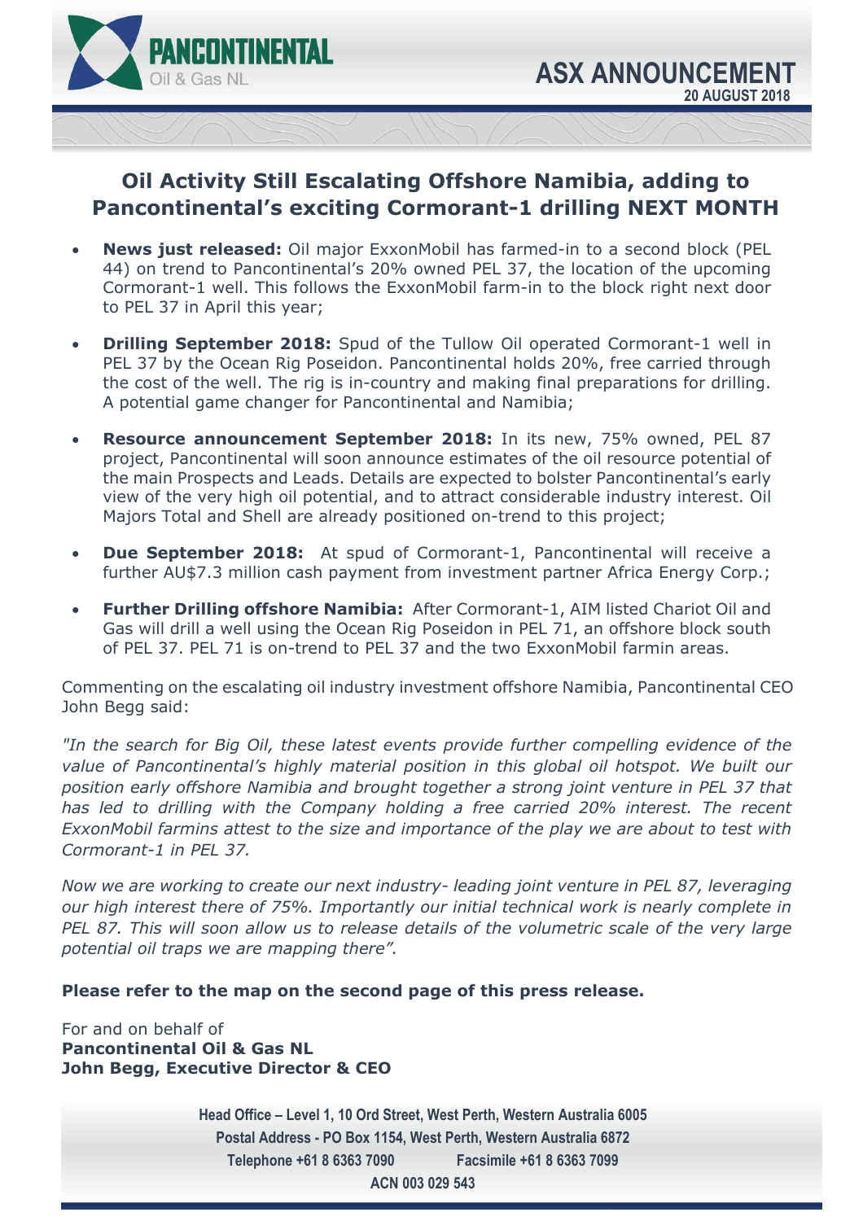**PANCONTINENTAL**
Oil & Gas NL

# ASX ANNOUNCEMENT

**20 AUGUST 2018**

## Oil Activity Still Escalating Offshore Namibia, adding to Pancontinental's exciting Cormorant-1 drilling NEXT MONTH

- **News just released:** Oil major ExxonMobil has farmed-in to a second block (PEL 44) on trend to Pancontinental's 20% owned PEL 37, the location of the upcoming Cormorant-1 well. This follows the ExxonMobil farm-in to the block right next door to PEL 37 in April this year;
- **Drilling September 2018:** Spud of the Tullow Oil operated Cormorant-1 well in PEL 37 by the Ocean Rig Poseidon. Pancontinental holds 20%, free carried through the cost of the well. The rig is in-country and making final preparations for drilling. A potential game changer for Pancontinental and Namibia;
- **Resource announcement September 2018:** In its new, 75% owned, PEL 87 project, Pancontinental will soon announce estimates of the oil resource potential of the main Prospects and Leads. Details are expected to bolster Pancontinental's early view of the very high oil potential, and to attract considerable industry interest. Oil Majors Total and Shell are already positioned on-trend to this project;
- **Due September 2018:** At spud of Cormorant-1, Pancontinental will receive a further AU$7.3 million cash payment from investment partner Africa Energy Corp.;
- **Further Drilling offshore Namibia:** After Cormorant-1, AIM listed Chariot Oil and Gas will drill a well using the Ocean Rig Poseidon in PEL 71, an offshore block south of PEL 37. PEL 71 is on-trend to PEL 37 and the two ExxonMobil farmin areas.

Commenting on the escalating oil industry investment offshore Namibia, Pancontinental CEO John Begg said:

*"In the search for Big Oil, these latest events provide further compelling evidence of the value of Pancontinental's highly material position in this global oil hotspot. We built our position early offshore Namibia and brought together a strong joint venture in PEL 37 that has led to drilling with the Company holding a free carried 20% interest. The recent ExxonMobil farmins attest to the size and importance of the play we are about to test with Cormorant-1 in PEL 37.*

*Now we are working to create our next industry- leading joint venture in PEL 87, leveraging our high interest there of 75%. Importantly our initial technical work is nearly complete in PEL 87. This will soon allow us to release details of the volumetric scale of the very large potential oil traps we are mapping there".*

**Please refer to the map on the second page of this press release.**

For and on behalf of
**Pancontinental Oil & Gas NL**
**John Begg, Executive Director & CEO**

**Head Office – Level 1, 10 Ord Street, West Perth, Western Australia 6005**
**Postal Address - PO Box 1154, West Perth, Western Australia 6872**
**Telephone +61 8 6363 7090 Facsimile +61 8 6363 7099**
**ACN 003 029 543**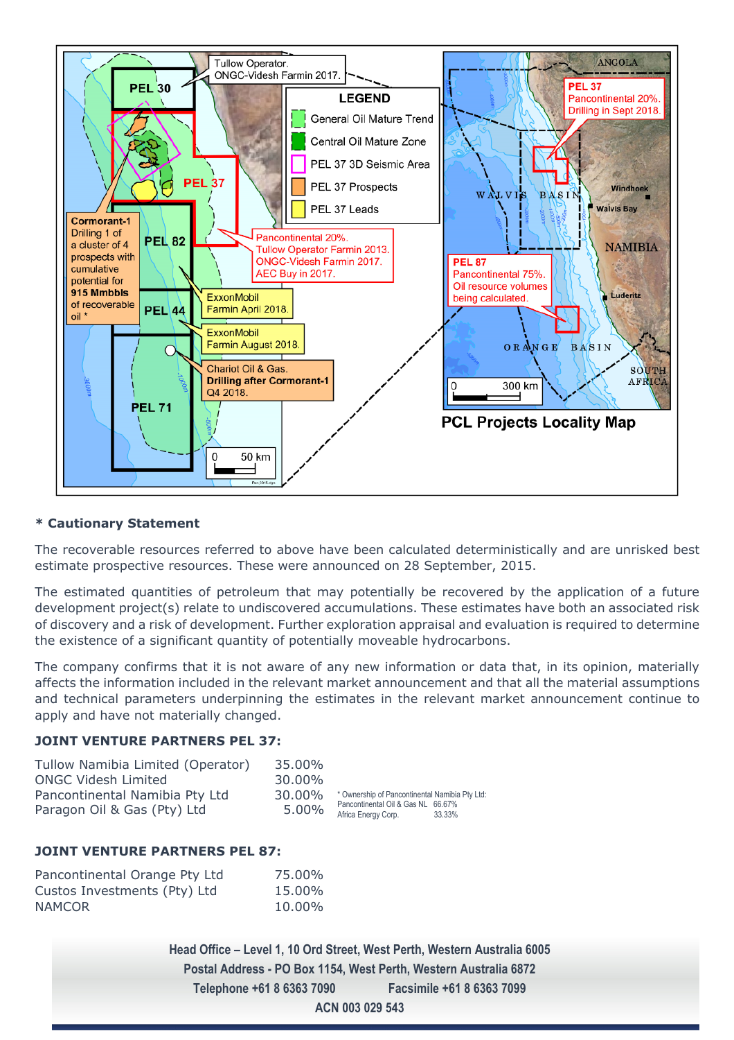Tullow Operator.
ONGC-Videsh Farmin 2017.

PEL 30

PEL 37

PEL 82

PEL 44

PEL 71

LEGEND

General Oil Mature Trend

Central Oil Mature Zone

PEL 37 3D Seismic Area

PEL 37 Prospects

PEL 37 Leads

Cormorant-1
Drilling 1 of a cluster of 4 prospects with cumulative potential for **915 Mmbbls** of recoverable oil *

Pancontinental 20%.
Tullow Operator Farmin 2013.
ONGC-Videsh Farmin 2017.
AEC Buy in 2017.

ExxonMobil
Farmin April 2018.

ExxonMobil
Farmin August 2018.

Chariot Oil & Gas.
**Drilling after Cormorant-1**
Q4 2018.

0 50 km

ANGOLA

PEL 37
Pancontinental 20%.
Drilling in Sept 2018.

WALVIS BASIN

Windhoek

Walvis Bay

NAMIBIA

PEL 87
Pancontinental 75%.
Oil resource volumes being calculated.

Luderitz

ORANGE BASIN

SOUTH AFRICA

0 300 km

**PCL Projects Locality Map**

### * Cautionary Statement

The recoverable resources referred to above have been calculated deterministically and are unrisked best estimate prospective resources. These were announced on 28 September, 2015.

The estimated quantities of petroleum that may potentially be recovered by the application of a future development project(s) relate to undiscovered accumulations. These estimates have both an associated risk of discovery and a risk of development. Further exploration appraisal and evaluation is required to determine the existence of a significant quantity of potentially moveable hydrocarbons.

The company confirms that it is not aware of any new information or data that, in its opinion, materially affects the information included in the relevant market announcement and that all the material assumptions and technical parameters underpinning the estimates in the relevant market announcement continue to apply and have not materially changed.

### JOINT VENTURE PARTNERS PEL 37:

| | |
|---|---|
| Tullow Namibia Limited (Operator) | 35.00% |
| ONGC Videsh Limited | 30.00% |
| Pancontinental Namibia Pty Ltd | 30.00% |
| Paragon Oil & Gas (Pty) Ltd | 5.00% |

* Ownership of Pancontinental Namibia Pty Ltd:
Pancontinental Oil & Gas NL 66.67%
Africa Energy Corp. 33.33%

### JOINT VENTURE PARTNERS PEL 87:

| | |
|---|---|
| Pancontinental Orange Pty Ltd | 75.00% |
| Custos Investments (Pty) Ltd | 15.00% |
| NAMCOR | 10.00% |